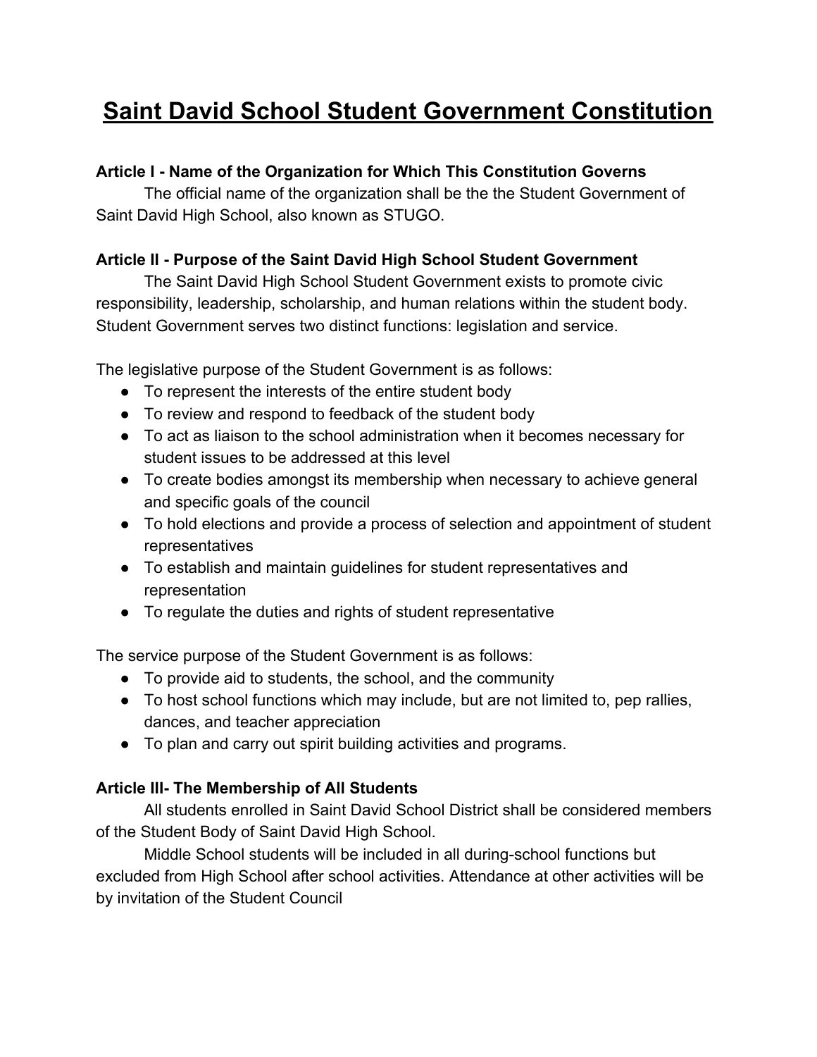# Saint David School Student Government Constitution

**Article I - Name of the Organization for Which This Constitution Governs**

The official name of the organization shall be the the Student Government of Saint David High School, also known as STUGO.

**Article II - Purpose of the Saint David High School Student Government**

The Saint David High School Student Government exists to promote civic responsibility, leadership, scholarship, and human relations within the student body. Student Government serves two distinct functions: legislation and service.

The legislative purpose of the Student Government is as follows:

- To represent the interests of the entire student body
- To review and respond to feedback of the student body
- To act as liaison to the school administration when it becomes necessary for student issues to be addressed at this level
- To create bodies amongst its membership when necessary to achieve general and specific goals of the council
- To hold elections and provide a process of selection and appointment of student representatives
- To establish and maintain guidelines for student representatives and representation
- To regulate the duties and rights of student representative

The service purpose of the Student Government is as follows:

- To provide aid to students, the school, and the community
- To host school functions which may include, but are not limited to, pep rallies, dances, and teacher appreciation
- To plan and carry out spirit building activities and programs.

**Article III- The Membership of All Students**

All students enrolled in Saint David School District shall be considered members of the Student Body of Saint David High School.

Middle School students will be included in all during-school functions but excluded from High School after school activities. Attendance at other activities will be by invitation of the Student Council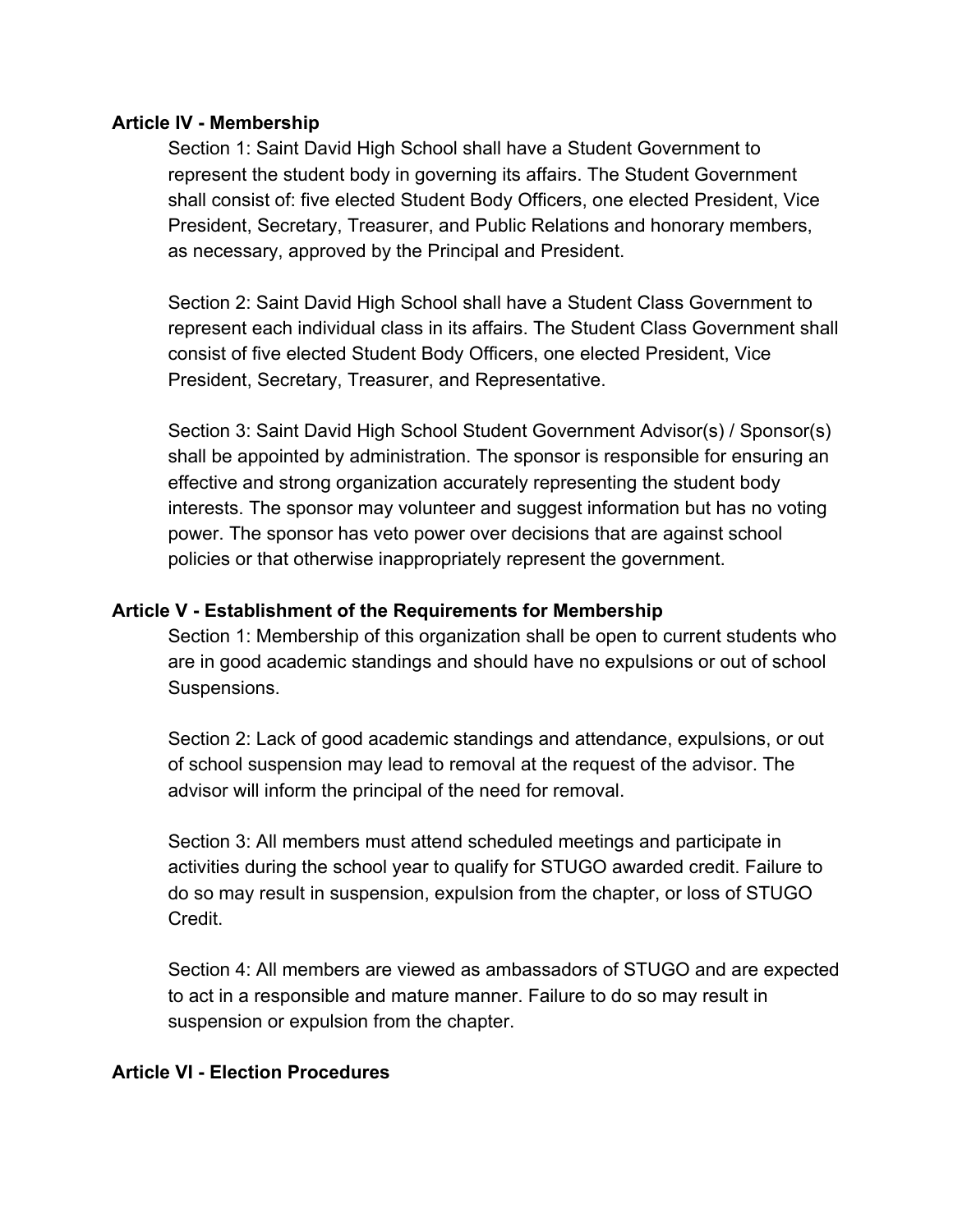**Article IV - Membership**

Section 1: Saint David High School shall have a Student Government to represent the student body in governing its affairs. The Student Government shall consist of: five elected Student Body Officers, one elected President, Vice President, Secretary, Treasurer, and Public Relations and honorary members, as necessary, approved by the Principal and President.

Section 2: Saint David High School shall have a Student Class Government to represent each individual class in its affairs. The Student Class Government shall consist of five elected Student Body Officers, one elected President, Vice President, Secretary, Treasurer, and Representative.

Section 3: Saint David High School Student Government Advisor(s) / Sponsor(s) shall be appointed by administration. The sponsor is responsible for ensuring an effective and strong organization accurately representing the student body interests. The sponsor may volunteer and suggest information but has no voting power. The sponsor has veto power over decisions that are against school policies or that otherwise inappropriately represent the government.

**Article V - Establishment of the Requirements for Membership**

Section 1: Membership of this organization shall be open to current students who are in good academic standings and should have no expulsions or out of school Suspensions.

Section 2: Lack of good academic standings and attendance, expulsions, or out of school suspension may lead to removal at the request of the advisor. The advisor will inform the principal of the need for removal.

Section 3: All members must attend scheduled meetings and participate in activities during the school year to qualify for STUGO awarded credit. Failure to do so may result in suspension, expulsion from the chapter, or loss of STUGO Credit.

Section 4: All members are viewed as ambassadors of STUGO and are expected to act in a responsible and mature manner. Failure to do so may result in suspension or expulsion from the chapter.

**Article VI - Election Procedures**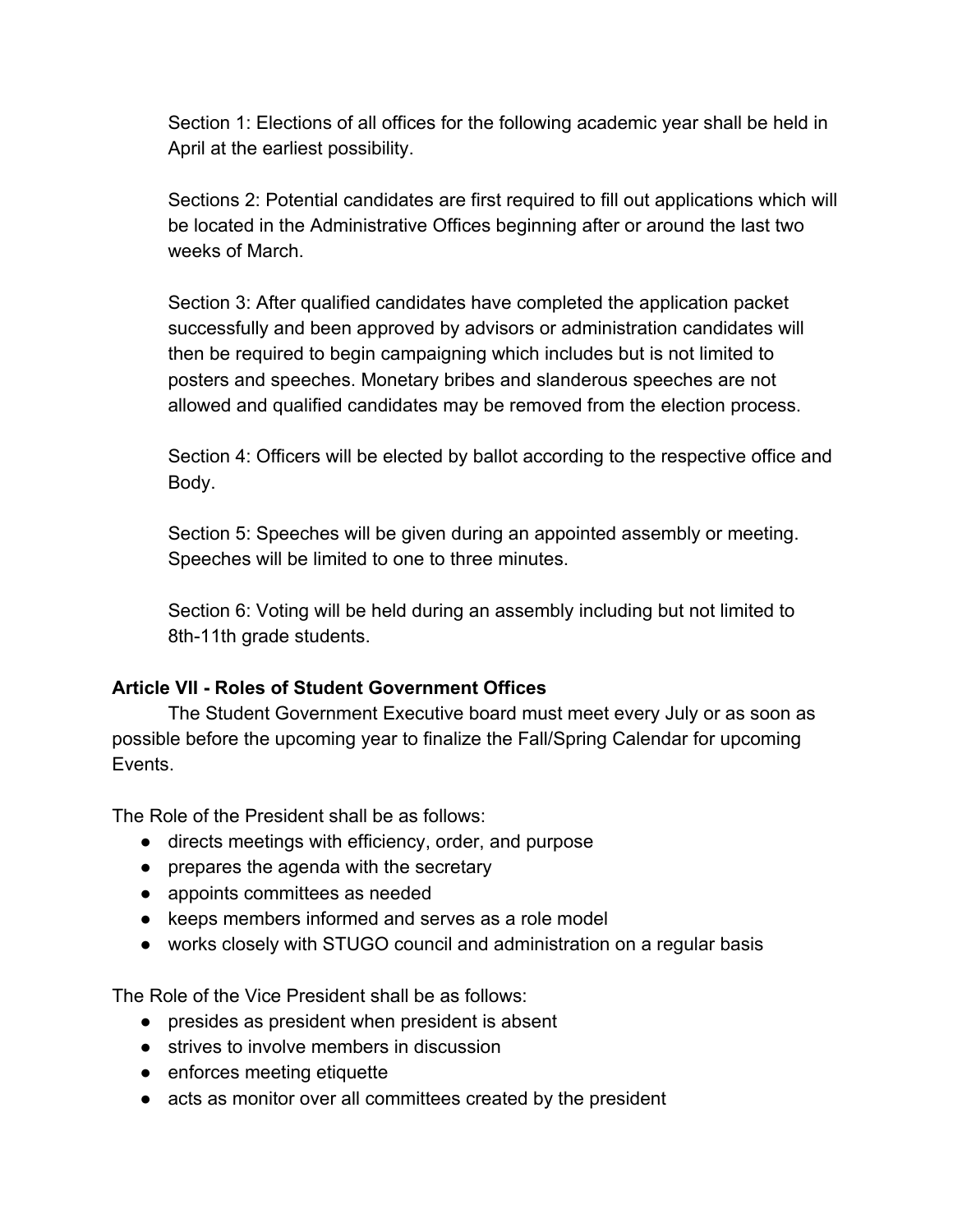Section 1: Elections of all offices for the following academic year shall be held in April at the earliest possibility.

Sections 2: Potential candidates are first required to fill out applications which will be located in the Administrative Offices beginning after or around the last two weeks of March.

Section 3: After qualified candidates have completed the application packet successfully and been approved by advisors or administration candidates will then be required to begin campaigning which includes but is not limited to posters and speeches. Monetary bribes and slanderous speeches are not allowed and qualified candidates may be removed from the election process.

Section 4: Officers will be elected by ballot according to the respective office and Body.

Section 5: Speeches will be given during an appointed assembly or meeting. Speeches will be limited to one to three minutes.

Section 6: Voting will be held during an assembly including but not limited to 8th-11th grade students.

**Article VII - Roles of Student Government Offices**

The Student Government Executive board must meet every July or as soon as possible before the upcoming year to finalize the Fall/Spring Calendar for upcoming Events.

The Role of the President shall be as follows:

- directs meetings with efficiency, order, and purpose
- prepares the agenda with the secretary
- appoints committees as needed
- keeps members informed and serves as a role model
- works closely with STUGO council and administration on a regular basis

The Role of the Vice President shall be as follows:

- presides as president when president is absent
- strives to involve members in discussion
- enforces meeting etiquette
- acts as monitor over all committees created by the president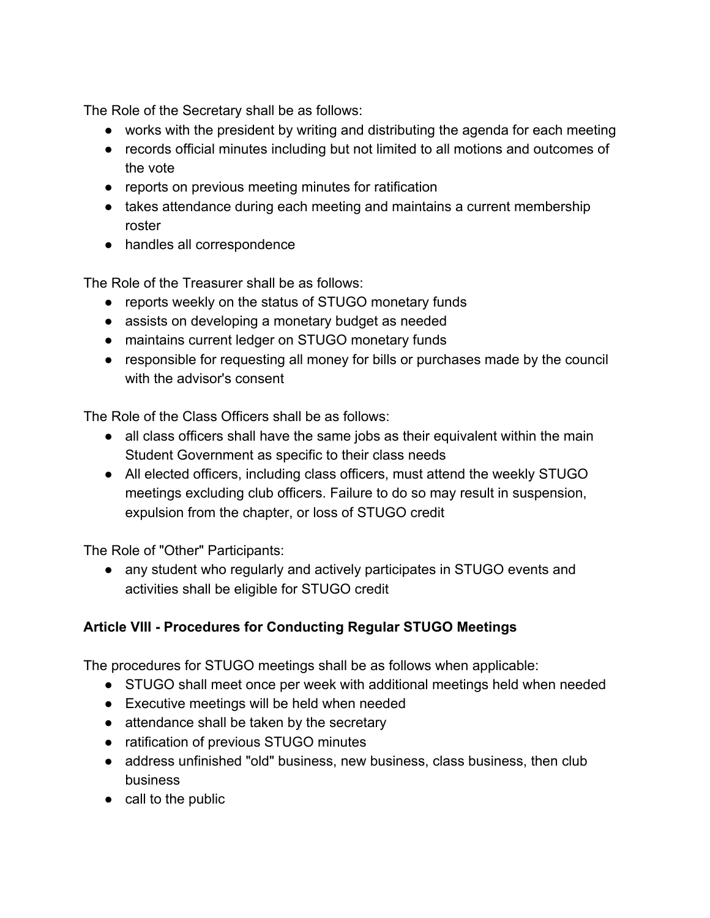The Role of the Secretary shall be as follows:

- works with the president by writing and distributing the agenda for each meeting
- records official minutes including but not limited to all motions and outcomes of the vote
- reports on previous meeting minutes for ratification
- takes attendance during each meeting and maintains a current membership roster
- handles all correspondence

The Role of the Treasurer shall be as follows:

- reports weekly on the status of STUGO monetary funds
- assists on developing a monetary budget as needed
- maintains current ledger on STUGO monetary funds
- responsible for requesting all money for bills or purchases made by the council with the advisor's consent

The Role of the Class Officers shall be as follows:

- all class officers shall have the same jobs as their equivalent within the main Student Government as specific to their class needs
- All elected officers, including class officers, must attend the weekly STUGO meetings excluding club officers. Failure to do so may result in suspension, expulsion from the chapter, or loss of STUGO credit

The Role of "Other" Participants:

- any student who regularly and actively participates in STUGO events and activities shall be eligible for STUGO credit

**Article VIII - Procedures for Conducting Regular STUGO Meetings**

The procedures for STUGO meetings shall be as follows when applicable:

- STUGO shall meet once per week with additional meetings held when needed
- Executive meetings will be held when needed
- attendance shall be taken by the secretary
- ratification of previous STUGO minutes
- address unfinished "old" business, new business, class business, then club business
- call to the public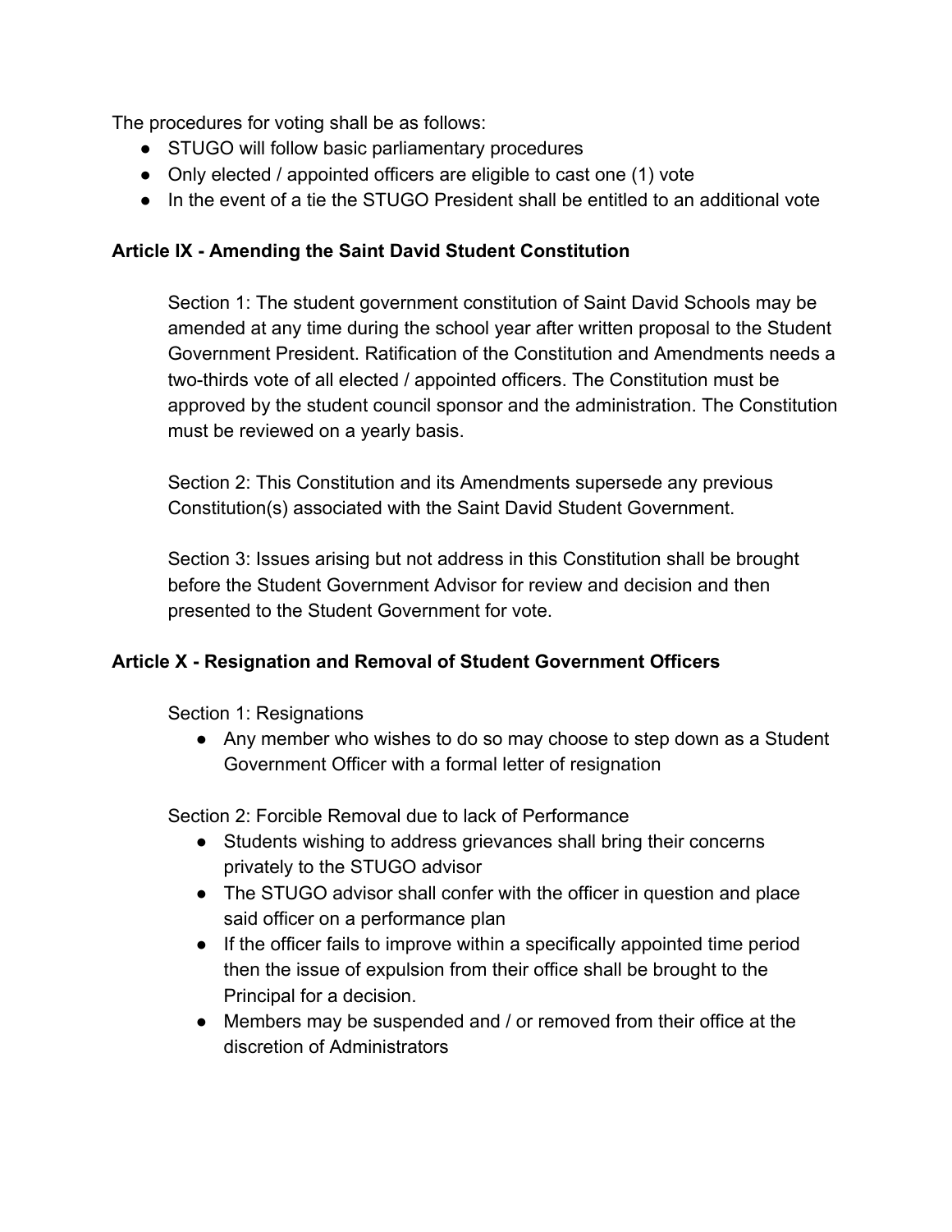The procedures for voting shall be as follows:

- STUGO will follow basic parliamentary procedures
- Only elected / appointed officers are eligible to cast one (1) vote
- In the event of a tie the STUGO President shall be entitled to an additional vote

**Article IX - Amending the Saint David Student Constitution**

Section 1: The student government constitution of Saint David Schools may be amended at any time during the school year after written proposal to the Student Government President. Ratification of the Constitution and Amendments needs a two-thirds vote of all elected / appointed officers. The Constitution must be approved by the student council sponsor and the administration. The Constitution must be reviewed on a yearly basis.

Section 2: This Constitution and its Amendments supersede any previous Constitution(s) associated with the Saint David Student Government.

Section 3: Issues arising but not address in this Constitution shall be brought before the Student Government Advisor for review and decision and then presented to the Student Government for vote.

**Article X - Resignation and Removal of Student Government Officers**

Section 1: Resignations

- Any member who wishes to do so may choose to step down as a Student Government Officer with a formal letter of resignation

Section 2: Forcible Removal due to lack of Performance

- Students wishing to address grievances shall bring their concerns privately to the STUGO advisor
- The STUGO advisor shall confer with the officer in question and place said officer on a performance plan
- If the officer fails to improve within a specifically appointed time period then the issue of expulsion from their office shall be brought to the Principal for a decision.
- Members may be suspended and / or removed from their office at the discretion of Administrators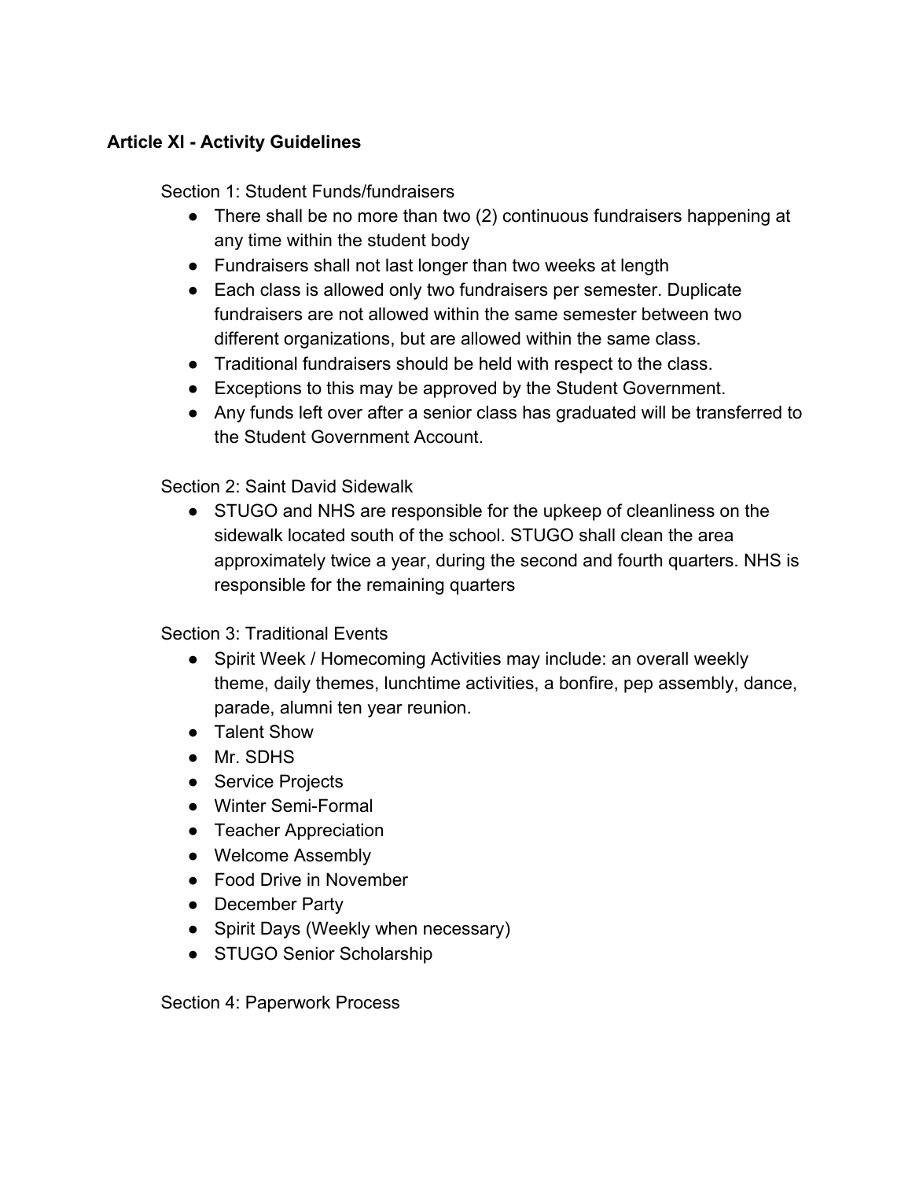**Article XI - Activity Guidelines**

Section 1: Student Funds/fundraisers

- There shall be no more than two (2) continuous fundraisers happening at any time within the student body
- Fundraisers shall not last longer than two weeks at length
- Each class is allowed only two fundraisers per semester. Duplicate fundraisers are not allowed within the same semester between two different organizations, but are allowed within the same class.
- Traditional fundraisers should be held with respect to the class.
- Exceptions to this may be approved by the Student Government.
- Any funds left over after a senior class has graduated will be transferred to the Student Government Account.

Section 2: Saint David Sidewalk

- STUGO and NHS are responsible for the upkeep of cleanliness on the sidewalk located south of the school. STUGO shall clean the area approximately twice a year, during the second and fourth quarters. NHS is responsible for the remaining quarters

Section 3: Traditional Events

- Spirit Week / Homecoming Activities may include: an overall weekly theme, daily themes, lunchtime activities, a bonfire, pep assembly, dance, parade, alumni ten year reunion.
- Talent Show
- Mr. SDHS
- Service Projects
- Winter Semi-Formal
- Teacher Appreciation
- Welcome Assembly
- Food Drive in November
- December Party
- Spirit Days (Weekly when necessary)
- STUGO Senior Scholarship

Section 4: Paperwork Process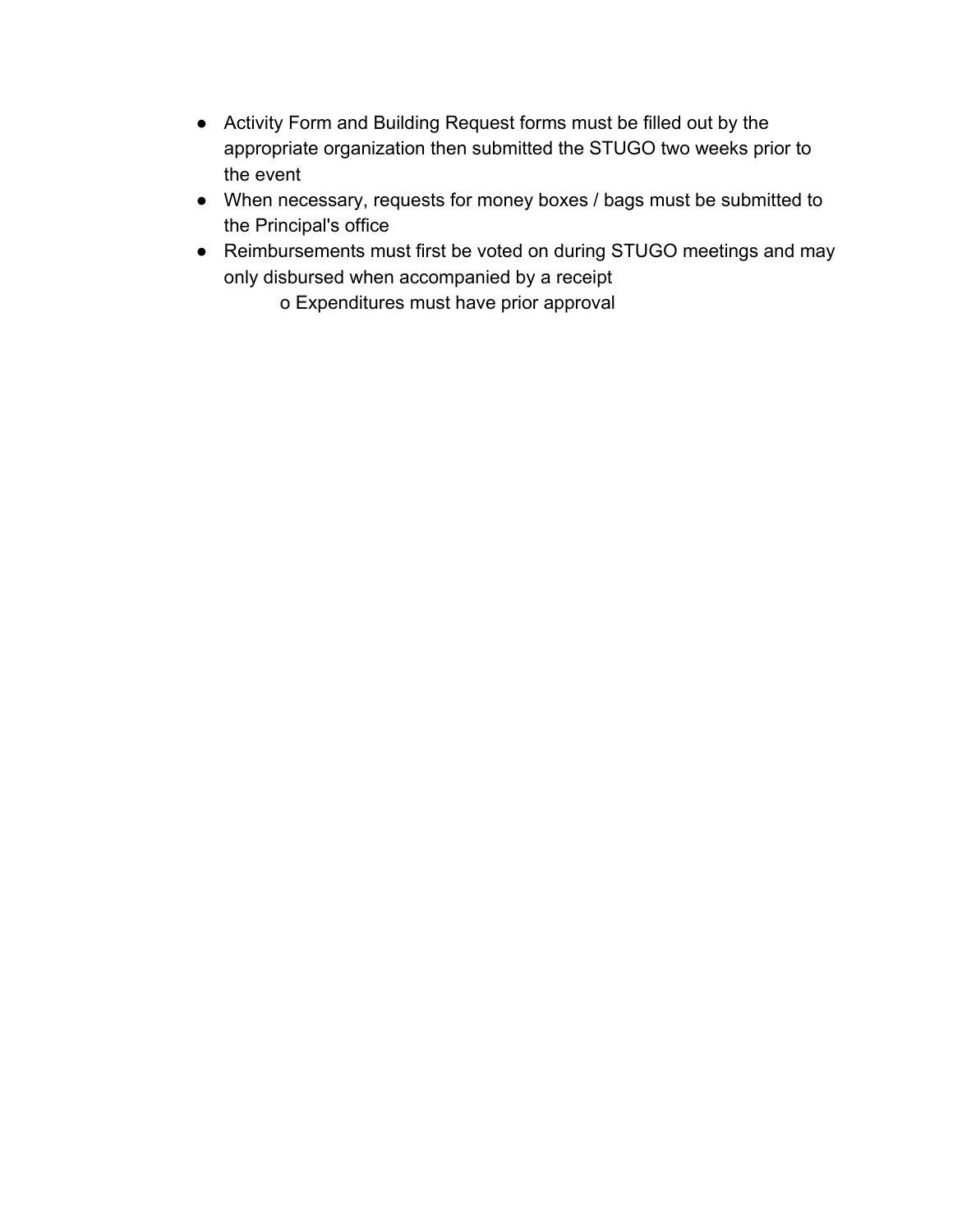- Activity Form and Building Request forms must be filled out by the appropriate organization then submitted the STUGO two weeks prior to the event
- When necessary, requests for money boxes / bags must be submitted to the Principal's office
- Reimbursements must first be voted on during STUGO meetings and may only disbursed when accompanied by a receipt
    - Expenditures must have prior approval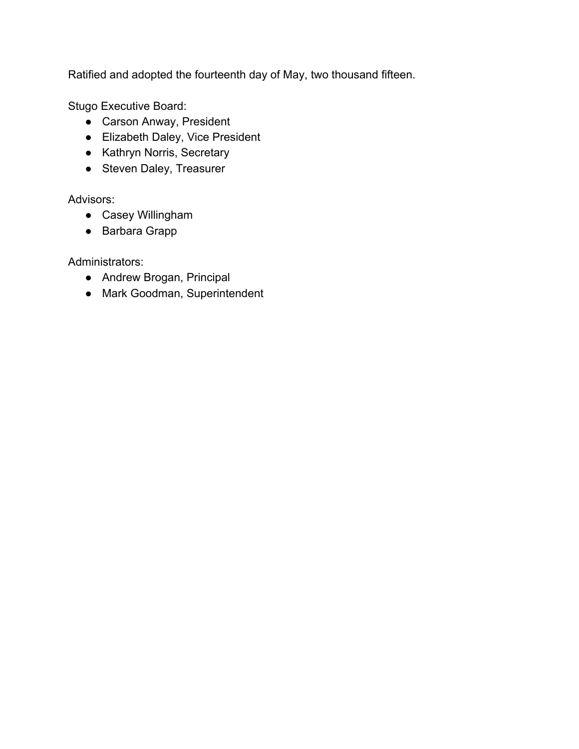Ratified and adopted the fourteenth day of May, two thousand fifteen.

Stugo Executive Board:

- Carson Anway, President
- Elizabeth Daley, Vice President
- Kathryn Norris, Secretary
- Steven Daley, Treasurer

Advisors:

- Casey Willingham
- Barbara Grapp

Administrators:

- Andrew Brogan, Principal
- Mark Goodman, Superintendent